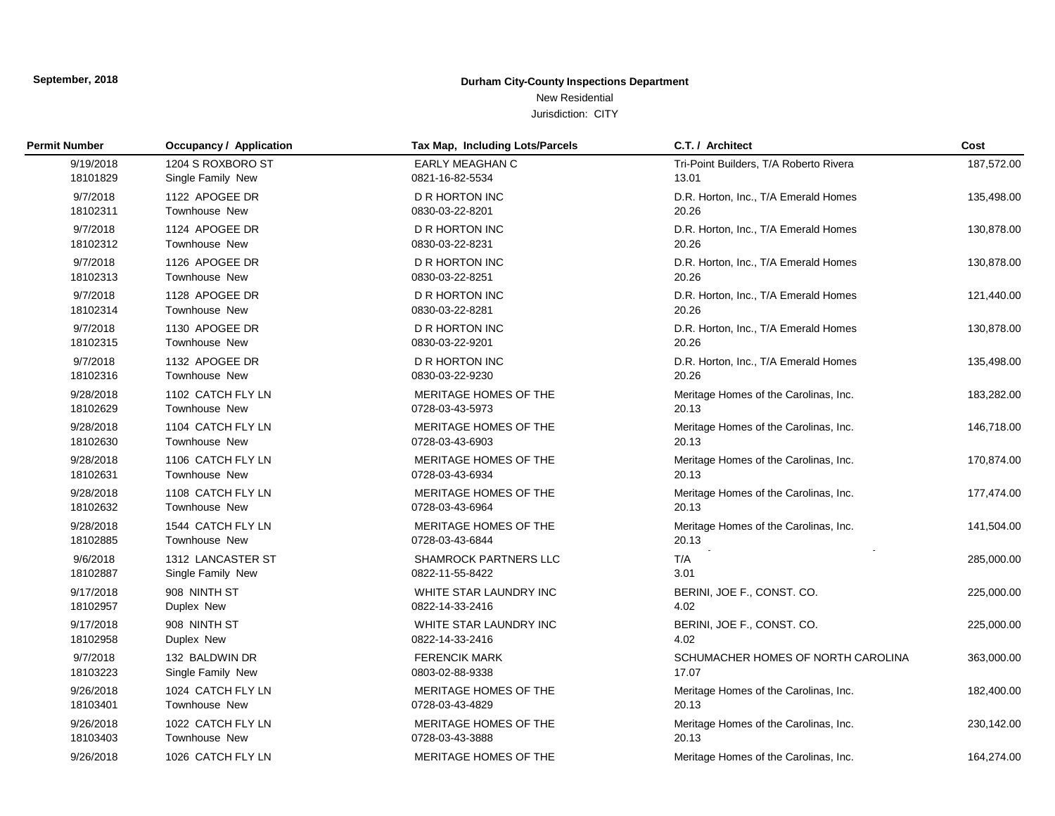**September, 2018**

**Durham City-County Inspections Department**

New Residential

Jurisdiction: CITY

| Permit Number | Occupancy / Application | Tax Map, Including Lots/Parcels | C.T. / Architect | Cost |
|---|---|---|---|---|
| 9/19/2018<br>18101829 | 1204 S ROXBORO ST<br>Single Family New | EARLY MEAGHAN C<br>0821-16-82-5534 | Tri-Point Builders, T/A Roberto Rivera<br>13.01 | 187,572.00 |
| 9/7/2018<br>18102311 | 1122 APOGEE DR<br>Townhouse New | D R HORTON INC<br>0830-03-22-8201 | D.R. Horton, Inc., T/A Emerald Homes<br>20.26 | 135,498.00 |
| 9/7/2018<br>18102312 | 1124 APOGEE DR<br>Townhouse New | D R HORTON INC<br>0830-03-22-8231 | D.R. Horton, Inc., T/A Emerald Homes<br>20.26 | 130,878.00 |
| 9/7/2018<br>18102313 | 1126 APOGEE DR<br>Townhouse New | D R HORTON INC<br>0830-03-22-8251 | D.R. Horton, Inc., T/A Emerald Homes<br>20.26 | 130,878.00 |
| 9/7/2018<br>18102314 | 1128 APOGEE DR<br>Townhouse New | D R HORTON INC<br>0830-03-22-8281 | D.R. Horton, Inc., T/A Emerald Homes<br>20.26 | 121,440.00 |
| 9/7/2018<br>18102315 | 1130 APOGEE DR<br>Townhouse New | D R HORTON INC<br>0830-03-22-9201 | D.R. Horton, Inc., T/A Emerald Homes<br>20.26 | 130,878.00 |
| 9/7/2018<br>18102316 | 1132 APOGEE DR<br>Townhouse New | D R HORTON INC<br>0830-03-22-9230 | D.R. Horton, Inc., T/A Emerald Homes<br>20.26 | 135,498.00 |
| 9/28/2018<br>18102629 | 1102 CATCH FLY LN<br>Townhouse New | MERITAGE HOMES OF THE<br>0728-03-43-5973 | Meritage Homes of the Carolinas, Inc.<br>20.13 | 183,282.00 |
| 9/28/2018<br>18102630 | 1104 CATCH FLY LN<br>Townhouse New | MERITAGE HOMES OF THE<br>0728-03-43-6903 | Meritage Homes of the Carolinas, Inc.<br>20.13 | 146,718.00 |
| 9/28/2018<br>18102631 | 1106 CATCH FLY LN<br>Townhouse New | MERITAGE HOMES OF THE<br>0728-03-43-6934 | Meritage Homes of the Carolinas, Inc.<br>20.13 | 170,874.00 |
| 9/28/2018<br>18102632 | 1108 CATCH FLY LN<br>Townhouse New | MERITAGE HOMES OF THE<br>0728-03-43-6964 | Meritage Homes of the Carolinas, Inc.<br>20.13 | 177,474.00 |
| 9/28/2018<br>18102885 | 1544 CATCH FLY LN<br>Townhouse New | MERITAGE HOMES OF THE<br>0728-03-43-6844 | Meritage Homes of the Carolinas, Inc.<br>20.13 | 141,504.00 |
| 9/6/2018<br>18102887 | 1312 LANCASTER ST<br>Single Family New | SHAMROCK PARTNERS LLC<br>0822-11-55-8422 | - T/A -<br>3.01 | 285,000.00 |
| 9/17/2018<br>18102957 | 908 NINTH ST<br>Duplex New | WHITE STAR LAUNDRY INC<br>0822-14-33-2416 | BERINI, JOE F., CONST. CO.<br>4.02 | 225,000.00 |
| 9/17/2018<br>18102958 | 908 NINTH ST<br>Duplex New | WHITE STAR LAUNDRY INC<br>0822-14-33-2416 | BERINI, JOE F., CONST. CO.<br>4.02 | 225,000.00 |
| 9/7/2018<br>18103223 | 132 BALDWIN DR<br>Single Family New | FERENCIK MARK<br>0803-02-88-9338 | SCHUMACHER HOMES OF NORTH CAROLINA<br>17.07 | 363,000.00 |
| 9/26/2018<br>18103401 | 1024 CATCH FLY LN<br>Townhouse New | MERITAGE HOMES OF THE<br>0728-03-43-4829 | Meritage Homes of the Carolinas, Inc.<br>20.13 | 182,400.00 |
| 9/26/2018<br>18103403 | 1022 CATCH FLY LN<br>Townhouse New | MERITAGE HOMES OF THE<br>0728-03-43-3888 | Meritage Homes of the Carolinas, Inc.<br>20.13 | 230,142.00 |
| 9/26/2018 | 1026 CATCH FLY LN | MERITAGE HOMES OF THE | Meritage Homes of the Carolinas, Inc. | 164,274.00 |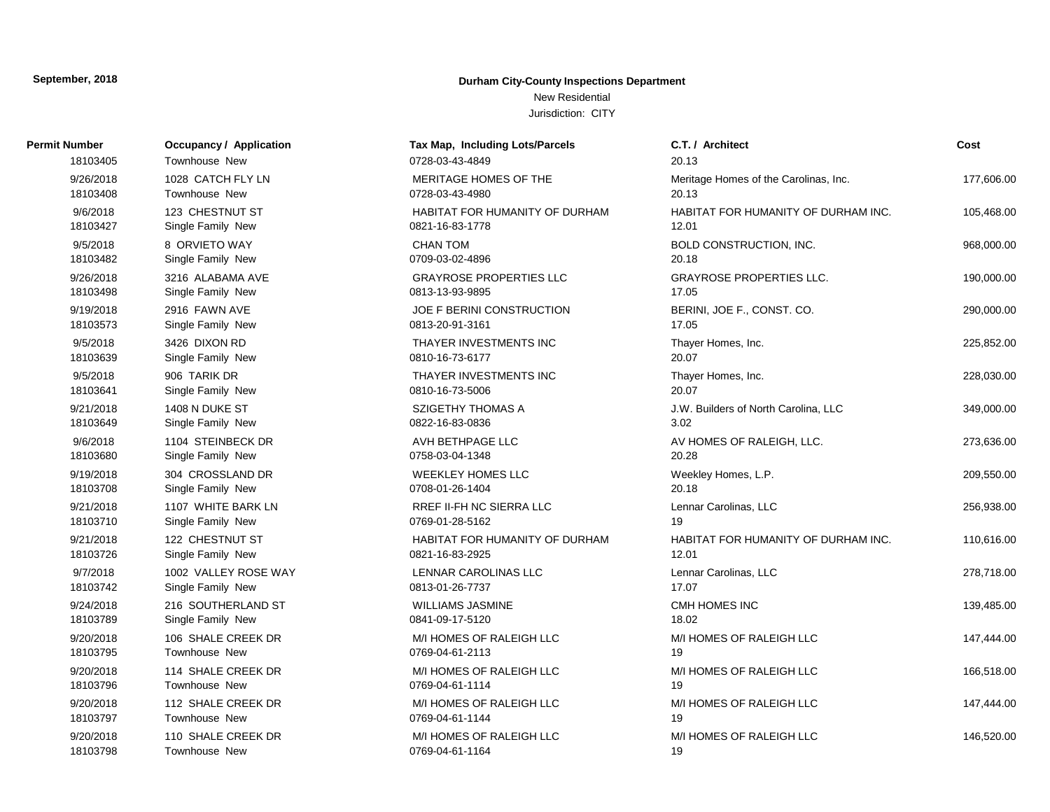**September, 2018**

**Durham City-County Inspections Department**

New Residential

Jurisdiction: CITY

| Permit Number | Occupancy / Application | Tax Map, Including Lots/Parcels | C.T. / Architect | Cost |
|---|---|---|---|---|
| 18103405 | Townhouse New | 0728-03-43-4849 | 20.13 | |
| 9/26/2018 | 1028 CATCH FLY LN | MERITAGE HOMES OF THE | Meritage Homes of the Carolinas, Inc. | 177,606.00 |
| 18103408 | Townhouse New | 0728-03-43-4980 | 20.13 | |
| 9/6/2018 | 123 CHESTNUT ST | HABITAT FOR HUMANITY OF DURHAM | HABITAT FOR HUMANITY OF DURHAM INC. | 105,468.00 |
| 18103427 | Single Family New | 0821-16-83-1778 | 12.01 | |
| 9/5/2018 | 8 ORVIETO WAY | CHAN TOM | BOLD CONSTRUCTION, INC. | 968,000.00 |
| 18103482 | Single Family New | 0709-03-02-4896 | 20.18 | |
| 9/26/2018 | 3216 ALABAMA AVE | GRAYROSE PROPERTIES LLC | GRAYROSE PROPERTIES LLC. | 190,000.00 |
| 18103498 | Single Family New | 0813-13-93-9895 | 17.05 | |
| 9/19/2018 | 2916 FAWN AVE | JOE F BERINI CONSTRUCTION | BERINI, JOE F., CONST. CO. | 290,000.00 |
| 18103573 | Single Family New | 0813-20-91-3161 | 17.05 | |
| 9/5/2018 | 3426 DIXON RD | THAYER INVESTMENTS INC | Thayer Homes, Inc. | 225,852.00 |
| 18103639 | Single Family New | 0810-16-73-6177 | 20.07 | |
| 9/5/2018 | 906 TARIK DR | THAYER INVESTMENTS INC | Thayer Homes, Inc. | 228,030.00 |
| 18103641 | Single Family New | 0810-16-73-5006 | 20.07 | |
| 9/21/2018 | 1408 N DUKE ST | SZIGETHY THOMAS A | J.W. Builders of North Carolina, LLC | 349,000.00 |
| 18103649 | Single Family New | 0822-16-83-0836 | 3.02 | |
| 9/6/2018 | 1104 STEINBECK DR | AVH BETHPAGE LLC | AV HOMES OF RALEIGH, LLC. | 273,636.00 |
| 18103680 | Single Family New | 0758-03-04-1348 | 20.28 | |
| 9/19/2018 | 304 CROSSLAND DR | WEEKLEY HOMES LLC | Weekley Homes, L.P. | 209,550.00 |
| 18103708 | Single Family New | 0708-01-26-1404 | 20.18 | |
| 9/21/2018 | 1107 WHITE BARK LN | RREF II-FH NC SIERRA LLC | Lennar Carolinas, LLC | 256,938.00 |
| 18103710 | Single Family New | 0769-01-28-5162 | 19 | |
| 9/21/2018 | 122 CHESTNUT ST | HABITAT FOR HUMANITY OF DURHAM | HABITAT FOR HUMANITY OF DURHAM INC. | 110,616.00 |
| 18103726 | Single Family New | 0821-16-83-2925 | 12.01 | |
| 9/7/2018 | 1002 VALLEY ROSE WAY | LENNAR CAROLINAS LLC | Lennar Carolinas, LLC | 278,718.00 |
| 18103742 | Single Family New | 0813-01-26-7737 | 17.07 | |
| 9/24/2018 | 216 SOUTHERLAND ST | WILLIAMS JASMINE | CMH HOMES INC | 139,485.00 |
| 18103789 | Single Family New | 0841-09-17-5120 | 18.02 | |
| 9/20/2018 | 106 SHALE CREEK DR | M/I HOMES OF RALEIGH LLC | M/I HOMES OF RALEIGH LLC | 147,444.00 |
| 18103795 | Townhouse New | 0769-04-61-2113 | 19 | |
| 9/20/2018 | 114 SHALE CREEK DR | M/I HOMES OF RALEIGH LLC | M/I HOMES OF RALEIGH LLC | 166,518.00 |
| 18103796 | Townhouse New | 0769-04-61-1114 | 19 | |
| 9/20/2018 | 112 SHALE CREEK DR | M/I HOMES OF RALEIGH LLC | M/I HOMES OF RALEIGH LLC | 147,444.00 |
| 18103797 | Townhouse New | 0769-04-61-1144 | 19 | |
| 9/20/2018 | 110 SHALE CREEK DR | M/I HOMES OF RALEIGH LLC | M/I HOMES OF RALEIGH LLC | 146,520.00 |
| 18103798 | Townhouse New | 0769-04-61-1164 | 19 | |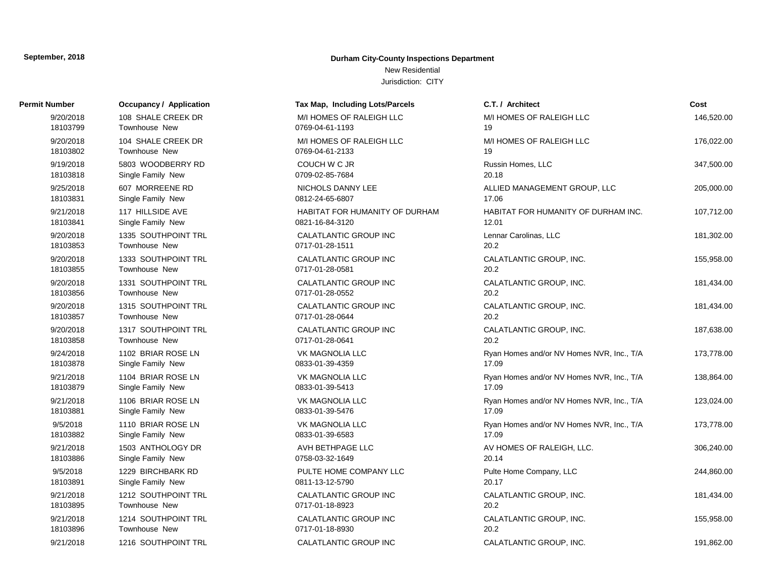September, 2018

**Durham City-County Inspections Department**

New Residential

Jurisdiction: CITY

| Permit Number | Occupancy / Application | Tax Map, Including Lots/Parcels | C.T. / Architect | Cost |
|---|---|---|---|---|
| 9/20/2018<br>18103799 | 108 SHALE CREEK DR<br>Townhouse New | M/I HOMES OF RALEIGH LLC<br>0769-04-61-1193 | M/I HOMES OF RALEIGH LLC<br>19 | 146,520.00 |
| 9/20/2018<br>18103802 | 104 SHALE CREEK DR<br>Townhouse New | M/I HOMES OF RALEIGH LLC<br>0769-04-61-2133 | M/I HOMES OF RALEIGH LLC<br>19 | 176,022.00 |
| 9/19/2018<br>18103818 | 5803 WOODBERRY RD<br>Single Family New | COUCH W C JR<br>0709-02-85-7684 | Russin Homes, LLC<br>20.18 | 347,500.00 |
| 9/25/2018<br>18103831 | 607 MORREENE RD<br>Single Family New | NICHOLS DANNY LEE<br>0812-24-65-6807 | ALLIED MANAGEMENT GROUP, LLC<br>17.06 | 205,000.00 |
| 9/21/2018<br>18103841 | 117 HILLSIDE AVE<br>Single Family New | HABITAT FOR HUMANITY OF DURHAM<br>0821-16-84-3120 | HABITAT FOR HUMANITY OF DURHAM INC.<br>12.01 | 107,712.00 |
| 9/20/2018<br>18103853 | 1335 SOUTHPOINT TRL<br>Townhouse New | CALATLANTIC GROUP INC<br>0717-01-28-1511 | Lennar Carolinas, LLC<br>20.2 | 181,302.00 |
| 9/20/2018<br>18103855 | 1333 SOUTHPOINT TRL<br>Townhouse New | CALATLANTIC GROUP INC<br>0717-01-28-0581 | CALATLANTIC GROUP, INC.<br>20.2 | 155,958.00 |
| 9/20/2018<br>18103856 | 1331 SOUTHPOINT TRL<br>Townhouse New | CALATLANTIC GROUP INC<br>0717-01-28-0552 | CALATLANTIC GROUP, INC.<br>20.2 | 181,434.00 |
| 9/20/2018<br>18103857 | 1315 SOUTHPOINT TRL<br>Townhouse New | CALATLANTIC GROUP INC<br>0717-01-28-0644 | CALATLANTIC GROUP, INC.<br>20.2 | 181,434.00 |
| 9/20/2018<br>18103858 | 1317 SOUTHPOINT TRL<br>Townhouse New | CALATLANTIC GROUP INC<br>0717-01-28-0641 | CALATLANTIC GROUP, INC.<br>20.2 | 187,638.00 |
| 9/24/2018<br>18103878 | 1102 BRIAR ROSE LN<br>Single Family New | VK MAGNOLIA LLC<br>0833-01-39-4359 | Ryan Homes and/or NV Homes NVR, Inc., T/A<br>17.09 | 173,778.00 |
| 9/21/2018<br>18103879 | 1104 BRIAR ROSE LN<br>Single Family New | VK MAGNOLIA LLC<br>0833-01-39-5413 | Ryan Homes and/or NV Homes NVR, Inc., T/A<br>17.09 | 138,864.00 |
| 9/21/2018<br>18103881 | 1106 BRIAR ROSE LN<br>Single Family New | VK MAGNOLIA LLC<br>0833-01-39-5476 | Ryan Homes and/or NV Homes NVR, Inc., T/A<br>17.09 | 123,024.00 |
| 9/5/2018<br>18103882 | 1110 BRIAR ROSE LN<br>Single Family New | VK MAGNOLIA LLC<br>0833-01-39-6583 | Ryan Homes and/or NV Homes NVR, Inc., T/A<br>17.09 | 173,778.00 |
| 9/21/2018<br>18103886 | 1503 ANTHOLOGY DR<br>Single Family New | AVH BETHPAGE LLC<br>0758-03-32-1649 | AV HOMES OF RALEIGH, LLC.<br>20.14 | 306,240.00 |
| 9/5/2018<br>18103891 | 1229 BIRCHBARK RD<br>Single Family New | PULTE HOME COMPANY LLC<br>0811-13-12-5790 | Pulte Home Company, LLC<br>20.17 | 244,860.00 |
| 9/21/2018<br>18103895 | 1212 SOUTHPOINT TRL<br>Townhouse New | CALATLANTIC GROUP INC<br>0717-01-18-8923 | CALATLANTIC GROUP, INC.<br>20.2 | 181,434.00 |
| 9/21/2018<br>18103896 | 1214 SOUTHPOINT TRL<br>Townhouse New | CALATLANTIC GROUP INC<br>0717-01-18-8930 | CALATLANTIC GROUP, INC.<br>20.2 | 155,958.00 |
| 9/21/2018 | 1216 SOUTHPOINT TRL | CALATLANTIC GROUP INC | CALATLANTIC GROUP, INC. | 191,862.00 |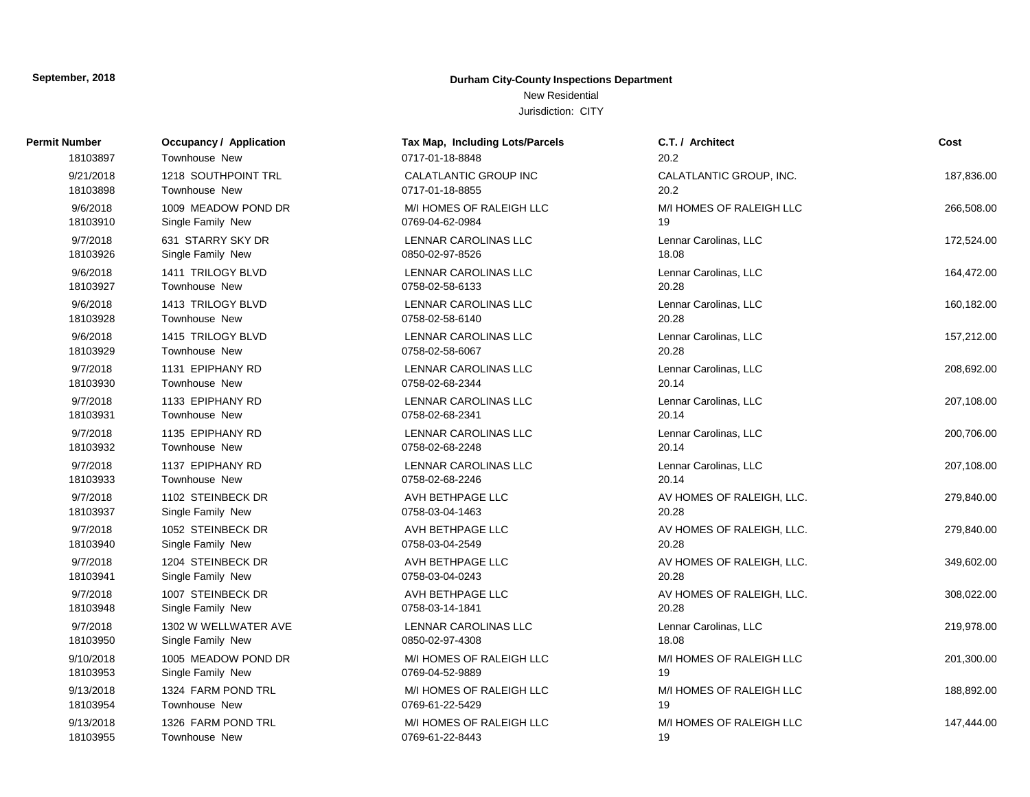**September, 2018**

**Durham City-County Inspections Department**

New Residential

Jurisdiction: CITY

| Permit Number | Occupancy / Application | Tax Map, Including Lots/Parcels | C.T. / Architect | Cost |
|---|---|---|---|---|
| 18103897 | Townhouse New | 0717-01-18-8848 | 20.2 | |
| 9/21/2018 | 1218 SOUTHPOINT TRL | CALATLANTIC GROUP INC | CALATLANTIC GROUP, INC. | 187,836.00 |
| 18103898 | Townhouse New | 0717-01-18-8855 | 20.2 | |
| 9/6/2018 | 1009 MEADOW POND DR | M/I HOMES OF RALEIGH LLC | M/I HOMES OF RALEIGH LLC | 266,508.00 |
| 18103910 | Single Family New | 0769-04-62-0984 | 19 | |
| 9/7/2018 | 631 STARRY SKY DR | LENNAR CAROLINAS LLC | Lennar Carolinas, LLC | 172,524.00 |
| 18103926 | Single Family New | 0850-02-97-8526 | 18.08 | |
| 9/6/2018 | 1411 TRILOGY BLVD | LENNAR CAROLINAS LLC | Lennar Carolinas, LLC | 164,472.00 |
| 18103927 | Townhouse New | 0758-02-58-6133 | 20.28 | |
| 9/6/2018 | 1413 TRILOGY BLVD | LENNAR CAROLINAS LLC | Lennar Carolinas, LLC | 160,182.00 |
| 18103928 | Townhouse New | 0758-02-58-6140 | 20.28 | |
| 9/6/2018 | 1415 TRILOGY BLVD | LENNAR CAROLINAS LLC | Lennar Carolinas, LLC | 157,212.00 |
| 18103929 | Townhouse New | 0758-02-58-6067 | 20.28 | |
| 9/7/2018 | 1131 EPIPHANY RD | LENNAR CAROLINAS LLC | Lennar Carolinas, LLC | 208,692.00 |
| 18103930 | Townhouse New | 0758-02-68-2344 | 20.14 | |
| 9/7/2018 | 1133 EPIPHANY RD | LENNAR CAROLINAS LLC | Lennar Carolinas, LLC | 207,108.00 |
| 18103931 | Townhouse New | 0758-02-68-2341 | 20.14 | |
| 9/7/2018 | 1135 EPIPHANY RD | LENNAR CAROLINAS LLC | Lennar Carolinas, LLC | 200,706.00 |
| 18103932 | Townhouse New | 0758-02-68-2248 | 20.14 | |
| 9/7/2018 | 1137 EPIPHANY RD | LENNAR CAROLINAS LLC | Lennar Carolinas, LLC | 207,108.00 |
| 18103933 | Townhouse New | 0758-02-68-2246 | 20.14 | |
| 9/7/2018 | 1102 STEINBECK DR | AVH BETHPAGE LLC | AV HOMES OF RALEIGH, LLC. | 279,840.00 |
| 18103937 | Single Family New | 0758-03-04-1463 | 20.28 | |
| 9/7/2018 | 1052 STEINBECK DR | AVH BETHPAGE LLC | AV HOMES OF RALEIGH, LLC. | 279,840.00 |
| 18103940 | Single Family New | 0758-03-04-2549 | 20.28 | |
| 9/7/2018 | 1204 STEINBECK DR | AVH BETHPAGE LLC | AV HOMES OF RALEIGH, LLC. | 349,602.00 |
| 18103941 | Single Family New | 0758-03-04-0243 | 20.28 | |
| 9/7/2018 | 1007 STEINBECK DR | AVH BETHPAGE LLC | AV HOMES OF RALEIGH, LLC. | 308,022.00 |
| 18103948 | Single Family New | 0758-03-14-1841 | 20.28 | |
| 9/7/2018 | 1302 W WELLWATER AVE | LENNAR CAROLINAS LLC | Lennar Carolinas, LLC | 219,978.00 |
| 18103950 | Single Family New | 0850-02-97-4308 | 18.08 | |
| 9/10/2018 | 1005 MEADOW POND DR | M/I HOMES OF RALEIGH LLC | M/I HOMES OF RALEIGH LLC | 201,300.00 |
| 18103953 | Single Family New | 0769-04-52-9889 | 19 | |
| 9/13/2018 | 1324 FARM POND TRL | M/I HOMES OF RALEIGH LLC | M/I HOMES OF RALEIGH LLC | 188,892.00 |
| 18103954 | Townhouse New | 0769-61-22-5429 | 19 | |
| 9/13/2018 | 1326 FARM POND TRL | M/I HOMES OF RALEIGH LLC | M/I HOMES OF RALEIGH LLC | 147,444.00 |
| 18103955 | Townhouse New | 0769-61-22-8443 | 19 | |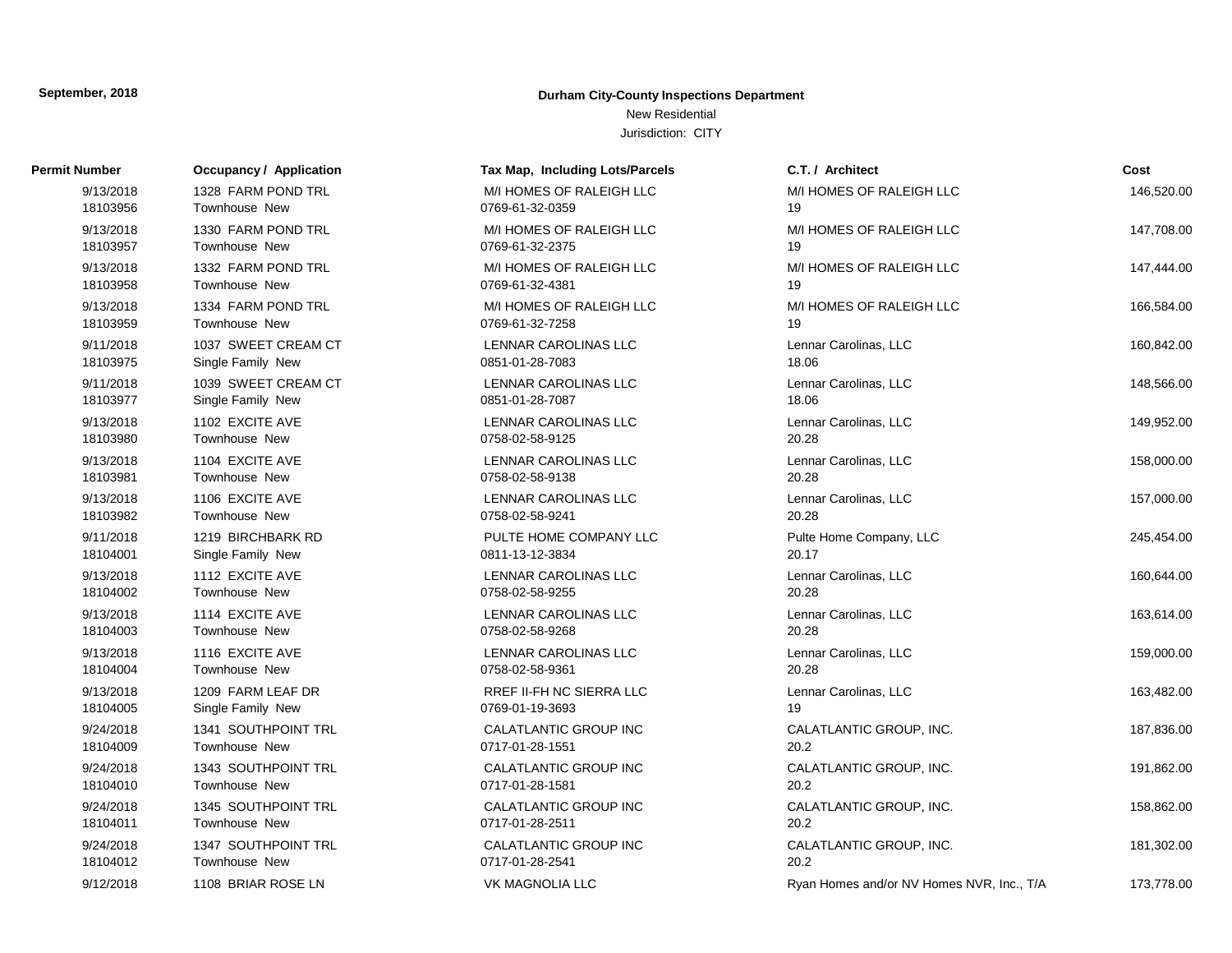**September, 2018**

**Durham City-County Inspections Department**

New Residential

Jurisdiction: CITY

| Permit Number | Occupancy / Application | Tax Map, Including Lots/Parcels | C.T. / Architect | Cost |
|---|---|---|---|---|
| 9/13/2018<br>18103956 | 1328 FARM POND TRL<br>Townhouse New | M/I HOMES OF RALEIGH LLC<br>0769-61-32-0359 | M/I HOMES OF RALEIGH LLC<br>19 | 146,520.00 |
| 9/13/2018<br>18103957 | 1330 FARM POND TRL<br>Townhouse New | M/I HOMES OF RALEIGH LLC<br>0769-61-32-2375 | M/I HOMES OF RALEIGH LLC<br>19 | 147,708.00 |
| 9/13/2018<br>18103958 | 1332 FARM POND TRL<br>Townhouse New | M/I HOMES OF RALEIGH LLC<br>0769-61-32-4381 | M/I HOMES OF RALEIGH LLC<br>19 | 147,444.00 |
| 9/13/2018<br>18103959 | 1334 FARM POND TRL<br>Townhouse New | M/I HOMES OF RALEIGH LLC<br>0769-61-32-7258 | M/I HOMES OF RALEIGH LLC<br>19 | 166,584.00 |
| 9/11/2018<br>18103975 | 1037 SWEET CREAM CT<br>Single Family New | LENNAR CAROLINAS LLC<br>0851-01-28-7083 | Lennar Carolinas, LLC<br>18.06 | 160,842.00 |
| 9/11/2018<br>18103977 | 1039 SWEET CREAM CT<br>Single Family New | LENNAR CAROLINAS LLC<br>0851-01-28-7087 | Lennar Carolinas, LLC<br>18.06 | 148,566.00 |
| 9/13/2018<br>18103980 | 1102 EXCITE AVE<br>Townhouse New | LENNAR CAROLINAS LLC<br>0758-02-58-9125 | Lennar Carolinas, LLC<br>20.28 | 149,952.00 |
| 9/13/2018<br>18103981 | 1104 EXCITE AVE<br>Townhouse New | LENNAR CAROLINAS LLC<br>0758-02-58-9138 | Lennar Carolinas, LLC<br>20.28 | 158,000.00 |
| 9/13/2018<br>18103982 | 1106 EXCITE AVE<br>Townhouse New | LENNAR CAROLINAS LLC<br>0758-02-58-9241 | Lennar Carolinas, LLC<br>20.28 | 157,000.00 |
| 9/11/2018<br>18104001 | 1219 BIRCHBARK RD<br>Single Family New | PULTE HOME COMPANY LLC<br>0811-13-12-3834 | Pulte Home Company, LLC<br>20.17 | 245,454.00 |
| 9/13/2018<br>18104002 | 1112 EXCITE AVE<br>Townhouse New | LENNAR CAROLINAS LLC<br>0758-02-58-9255 | Lennar Carolinas, LLC<br>20.28 | 160,644.00 |
| 9/13/2018<br>18104003 | 1114 EXCITE AVE<br>Townhouse New | LENNAR CAROLINAS LLC<br>0758-02-58-9268 | Lennar Carolinas, LLC<br>20.28 | 163,614.00 |
| 9/13/2018<br>18104004 | 1116 EXCITE AVE<br>Townhouse New | LENNAR CAROLINAS LLC<br>0758-02-58-9361 | Lennar Carolinas, LLC<br>20.28 | 159,000.00 |
| 9/13/2018<br>18104005 | 1209 FARM LEAF DR<br>Single Family New | RREF II-FH NC SIERRA LLC<br>0769-01-19-3693 | Lennar Carolinas, LLC<br>19 | 163,482.00 |
| 9/24/2018<br>18104009 | 1341 SOUTHPOINT TRL<br>Townhouse New | CALATLANTIC GROUP INC<br>0717-01-28-1551 | CALATLANTIC GROUP, INC.<br>20.2 | 187,836.00 |
| 9/24/2018<br>18104010 | 1343 SOUTHPOINT TRL<br>Townhouse New | CALATLANTIC GROUP INC<br>0717-01-28-1581 | CALATLANTIC GROUP, INC.<br>20.2 | 191,862.00 |
| 9/24/2018<br>18104011 | 1345 SOUTHPOINT TRL<br>Townhouse New | CALATLANTIC GROUP INC<br>0717-01-28-2511 | CALATLANTIC GROUP, INC.<br>20.2 | 158,862.00 |
| 9/24/2018<br>18104012 | 1347 SOUTHPOINT TRL<br>Townhouse New | CALATLANTIC GROUP INC<br>0717-01-28-2541 | CALATLANTIC GROUP, INC.<br>20.2 | 181,302.00 |
| 9/12/2018 | 1108 BRIAR ROSE LN | VK MAGNOLIA LLC | Ryan Homes and/or NV Homes NVR, Inc., T/A | 173,778.00 |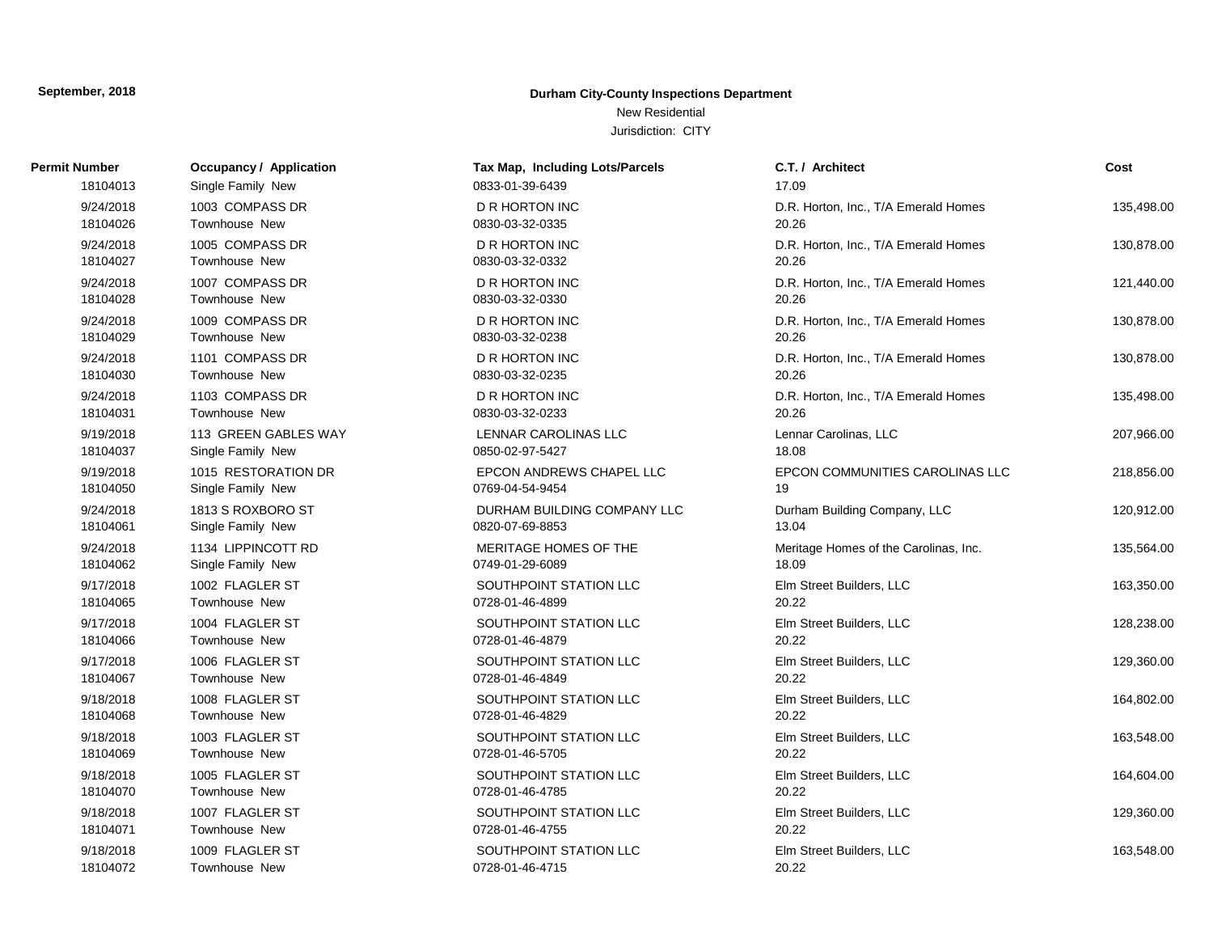**September, 2018**

**Durham City-County Inspections Department**

New Residential

Jurisdiction: CITY

| Permit Number | Occupancy / Application | Tax Map, Including Lots/Parcels | C.T. / Architect | Cost |
|---|---|---|---|---|
| 18104013 | Single Family New | 0833-01-39-6439 | 17.09 | |
| 9/24/2018 | 1003 COMPASS DR | D R HORTON INC | D.R. Horton, Inc., T/A Emerald Homes | 135,498.00 |
| 18104026 | Townhouse New | 0830-03-32-0335 | 20.26 | |
| 9/24/2018 | 1005 COMPASS DR | D R HORTON INC | D.R. Horton, Inc., T/A Emerald Homes | 130,878.00 |
| 18104027 | Townhouse New | 0830-03-32-0332 | 20.26 | |
| 9/24/2018 | 1007 COMPASS DR | D R HORTON INC | D.R. Horton, Inc., T/A Emerald Homes | 121,440.00 |
| 18104028 | Townhouse New | 0830-03-32-0330 | 20.26 | |
| 9/24/2018 | 1009 COMPASS DR | D R HORTON INC | D.R. Horton, Inc., T/A Emerald Homes | 130,878.00 |
| 18104029 | Townhouse New | 0830-03-32-0238 | 20.26 | |
| 9/24/2018 | 1101 COMPASS DR | D R HORTON INC | D.R. Horton, Inc., T/A Emerald Homes | 130,878.00 |
| 18104030 | Townhouse New | 0830-03-32-0235 | 20.26 | |
| 9/24/2018 | 1103 COMPASS DR | D R HORTON INC | D.R. Horton, Inc., T/A Emerald Homes | 135,498.00 |
| 18104031 | Townhouse New | 0830-03-32-0233 | 20.26 | |
| 9/19/2018 | 113 GREEN GABLES WAY | LENNAR CAROLINAS LLC | Lennar Carolinas, LLC | 207,966.00 |
| 18104037 | Single Family New | 0850-02-97-5427 | 18.08 | |
| 9/19/2018 | 1015 RESTORATION DR | EPCON ANDREWS CHAPEL LLC | EPCON COMMUNITIES CAROLINAS LLC | 218,856.00 |
| 18104050 | Single Family New | 0769-04-54-9454 | 19 | |
| 9/24/2018 | 1813 S ROXBORO ST | DURHAM BUILDING COMPANY LLC | Durham Building Company, LLC | 120,912.00 |
| 18104061 | Single Family New | 0820-07-69-8853 | 13.04 | |
| 9/24/2018 | 1134 LIPPINCOTT RD | MERITAGE HOMES OF THE | Meritage Homes of the Carolinas, Inc. | 135,564.00 |
| 18104062 | Single Family New | 0749-01-29-6089 | 18.09 | |
| 9/17/2018 | 1002 FLAGLER ST | SOUTHPOINT STATION LLC | Elm Street Builders, LLC | 163,350.00 |
| 18104065 | Townhouse New | 0728-01-46-4899 | 20.22 | |
| 9/17/2018 | 1004 FLAGLER ST | SOUTHPOINT STATION LLC | Elm Street Builders, LLC | 128,238.00 |
| 18104066 | Townhouse New | 0728-01-46-4879 | 20.22 | |
| 9/17/2018 | 1006 FLAGLER ST | SOUTHPOINT STATION LLC | Elm Street Builders, LLC | 129,360.00 |
| 18104067 | Townhouse New | 0728-01-46-4849 | 20.22 | |
| 9/18/2018 | 1008 FLAGLER ST | SOUTHPOINT STATION LLC | Elm Street Builders, LLC | 164,802.00 |
| 18104068 | Townhouse New | 0728-01-46-4829 | 20.22 | |
| 9/18/2018 | 1003 FLAGLER ST | SOUTHPOINT STATION LLC | Elm Street Builders, LLC | 163,548.00 |
| 18104069 | Townhouse New | 0728-01-46-5705 | 20.22 | |
| 9/18/2018 | 1005 FLAGLER ST | SOUTHPOINT STATION LLC | Elm Street Builders, LLC | 164,604.00 |
| 18104070 | Townhouse New | 0728-01-46-4785 | 20.22 | |
| 9/18/2018 | 1007 FLAGLER ST | SOUTHPOINT STATION LLC | Elm Street Builders, LLC | 129,360.00 |
| 18104071 | Townhouse New | 0728-01-46-4755 | 20.22 | |
| 9/18/2018 | 1009 FLAGLER ST | SOUTHPOINT STATION LLC | Elm Street Builders, LLC | 163,548.00 |
| 18104072 | Townhouse New | 0728-01-46-4715 | 20.22 | |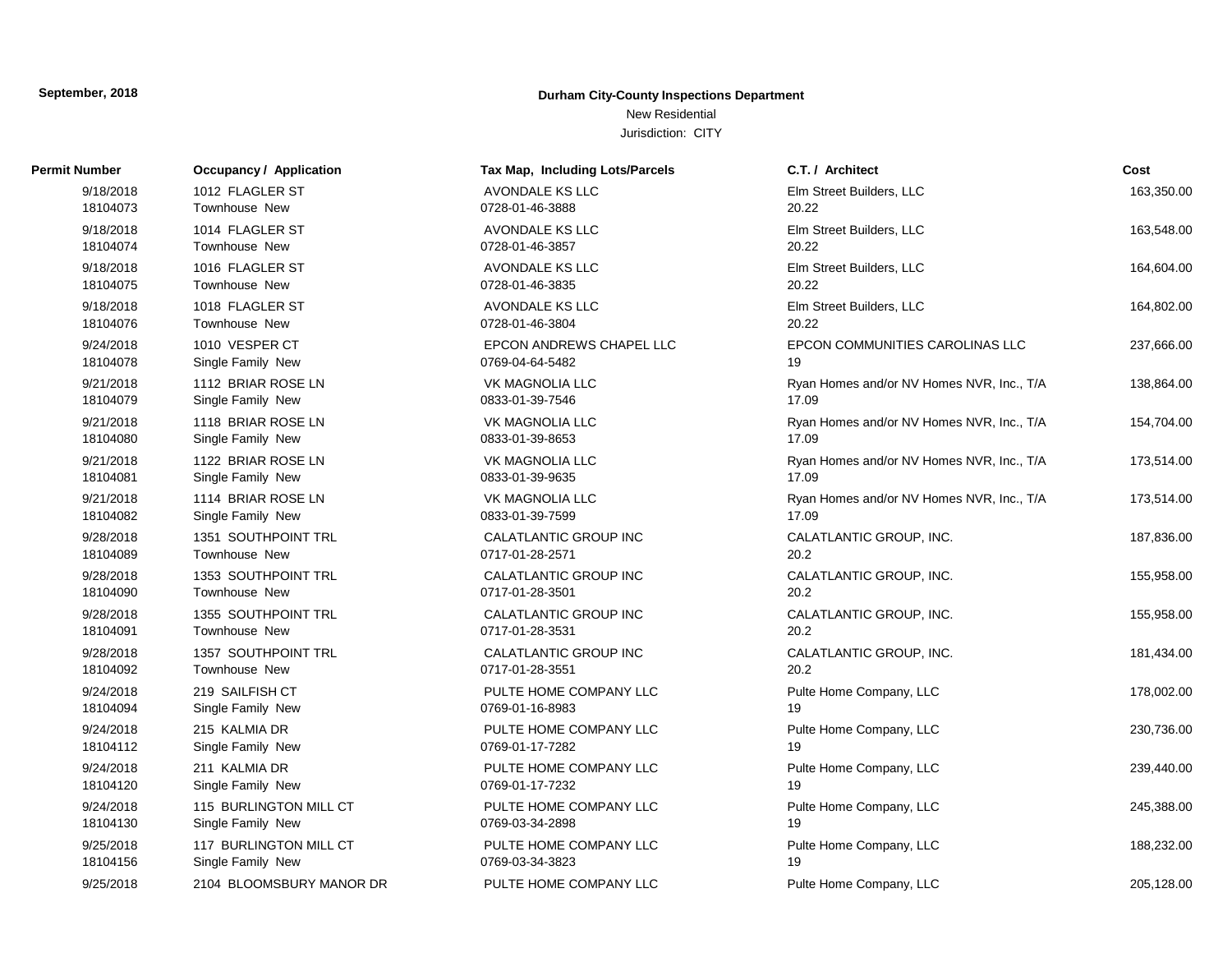**September, 2018**

**Durham City-County Inspections Department**

New Residential

Jurisdiction: CITY

| Permit Number | Occupancy / Application | Tax Map, Including Lots/Parcels | C.T. / Architect | Cost |
|---|---|---|---|---|
| 9/18/2018<br>18104073 | 1012 FLAGLER ST<br>Townhouse New | AVONDALE KS LLC<br>0728-01-46-3888 | Elm Street Builders, LLC<br>20.22 | 163,350.00 |
| 9/18/2018<br>18104074 | 1014 FLAGLER ST<br>Townhouse New | AVONDALE KS LLC<br>0728-01-46-3857 | Elm Street Builders, LLC<br>20.22 | 163,548.00 |
| 9/18/2018<br>18104075 | 1016 FLAGLER ST<br>Townhouse New | AVONDALE KS LLC<br>0728-01-46-3835 | Elm Street Builders, LLC<br>20.22 | 164,604.00 |
| 9/18/2018<br>18104076 | 1018 FLAGLER ST<br>Townhouse New | AVONDALE KS LLC<br>0728-01-46-3804 | Elm Street Builders, LLC<br>20.22 | 164,802.00 |
| 9/24/2018<br>18104078 | 1010 VESPER CT<br>Single Family New | EPCON ANDREWS CHAPEL LLC<br>0769-04-64-5482 | EPCON COMMUNITIES CAROLINAS LLC<br>19 | 237,666.00 |
| 9/21/2018<br>18104079 | 1112 BRIAR ROSE LN<br>Single Family New | VK MAGNOLIA LLC<br>0833-01-39-7546 | Ryan Homes and/or NV Homes NVR, Inc., T/A<br>17.09 | 138,864.00 |
| 9/21/2018<br>18104080 | 1118 BRIAR ROSE LN<br>Single Family New | VK MAGNOLIA LLC<br>0833-01-39-8653 | Ryan Homes and/or NV Homes NVR, Inc., T/A<br>17.09 | 154,704.00 |
| 9/21/2018<br>18104081 | 1122 BRIAR ROSE LN<br>Single Family New | VK MAGNOLIA LLC<br>0833-01-39-9635 | Ryan Homes and/or NV Homes NVR, Inc., T/A<br>17.09 | 173,514.00 |
| 9/21/2018<br>18104082 | 1114 BRIAR ROSE LN<br>Single Family New | VK MAGNOLIA LLC<br>0833-01-39-7599 | Ryan Homes and/or NV Homes NVR, Inc., T/A<br>17.09 | 173,514.00 |
| 9/28/2018<br>18104089 | 1351 SOUTHPOINT TRL<br>Townhouse New | CALATLANTIC GROUP INC<br>0717-01-28-2571 | CALATLANTIC GROUP, INC.<br>20.2 | 187,836.00 |
| 9/28/2018<br>18104090 | 1353 SOUTHPOINT TRL<br>Townhouse New | CALATLANTIC GROUP INC<br>0717-01-28-3501 | CALATLANTIC GROUP, INC.<br>20.2 | 155,958.00 |
| 9/28/2018<br>18104091 | 1355 SOUTHPOINT TRL<br>Townhouse New | CALATLANTIC GROUP INC<br>0717-01-28-3531 | CALATLANTIC GROUP, INC.<br>20.2 | 155,958.00 |
| 9/28/2018<br>18104092 | 1357 SOUTHPOINT TRL<br>Townhouse New | CALATLANTIC GROUP INC<br>0717-01-28-3551 | CALATLANTIC GROUP, INC.<br>20.2 | 181,434.00 |
| 9/24/2018<br>18104094 | 219 SAILFISH CT<br>Single Family New | PULTE HOME COMPANY LLC<br>0769-01-16-8983 | Pulte Home Company, LLC<br>19 | 178,002.00 |
| 9/24/2018<br>18104112 | 215 KALMIA DR<br>Single Family New | PULTE HOME COMPANY LLC<br>0769-01-17-7282 | Pulte Home Company, LLC<br>19 | 230,736.00 |
| 9/24/2018<br>18104120 | 211 KALMIA DR<br>Single Family New | PULTE HOME COMPANY LLC<br>0769-01-17-7232 | Pulte Home Company, LLC<br>19 | 239,440.00 |
| 9/24/2018<br>18104130 | 115 BURLINGTON MILL CT<br>Single Family New | PULTE HOME COMPANY LLC<br>0769-03-34-2898 | Pulte Home Company, LLC<br>19 | 245,388.00 |
| 9/25/2018<br>18104156 | 117 BURLINGTON MILL CT<br>Single Family New | PULTE HOME COMPANY LLC<br>0769-03-34-3823 | Pulte Home Company, LLC<br>19 | 188,232.00 |
| 9/25/2018 | 2104 BLOOMSBURY MANOR DR | PULTE HOME COMPANY LLC | Pulte Home Company, LLC | 205,128.00 |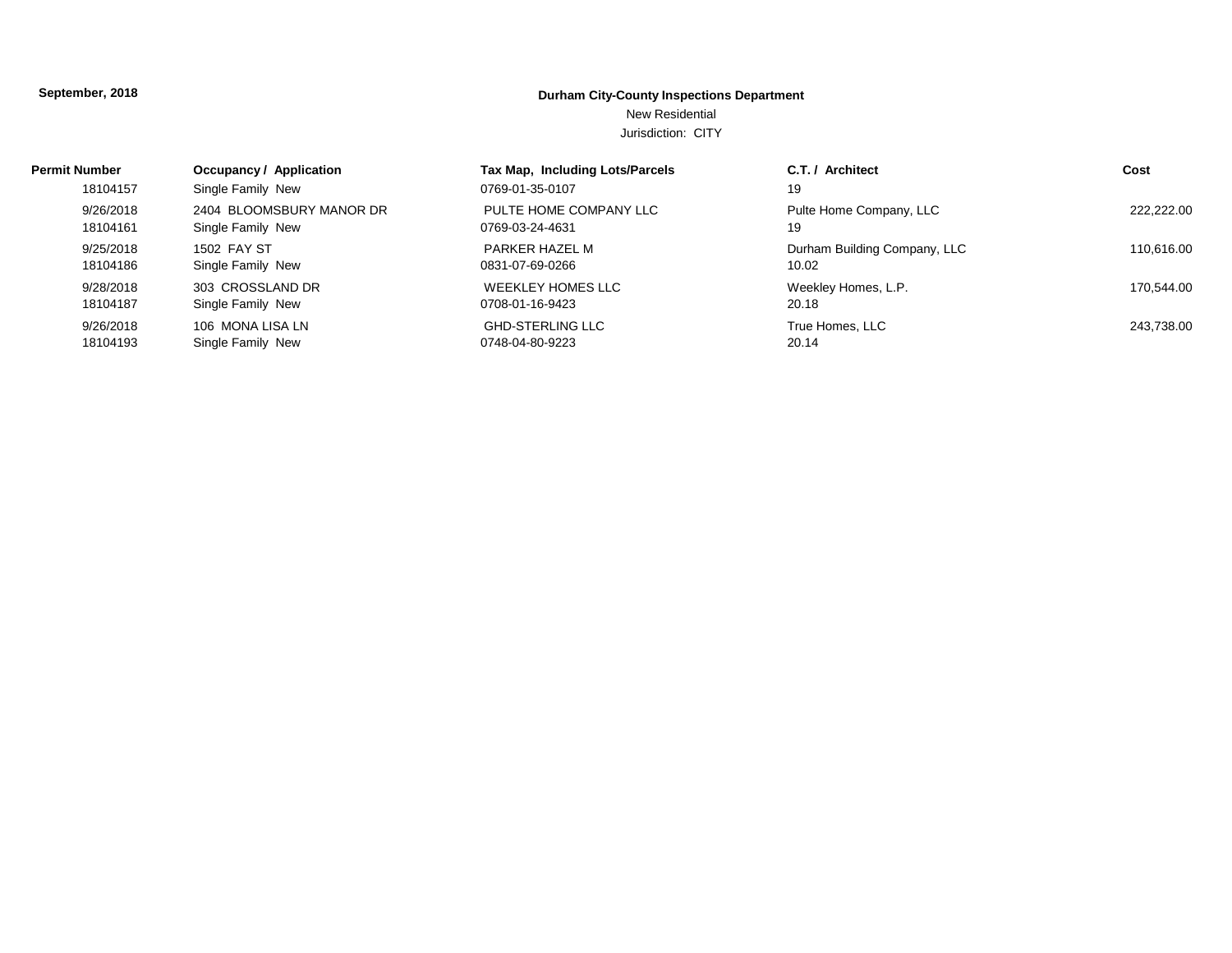**September, 2018**

**Durham City-County Inspections Department**

New Residential

Jurisdiction: CITY

| Permit Number | Occupancy / Application | Tax Map, Including Lots/Parcels | C.T. / Architect | Cost |
|---|---|---|---|---|
| 18104157 | Single Family New | 0769-01-35-0107 | 19 | |
| 9/26/2018 | 2404 BLOOMSBURY MANOR DR | PULTE HOME COMPANY LLC | Pulte Home Company, LLC | 222,222.00 |
| 18104161 | Single Family New | 0769-03-24-4631 | 19 | |
| 9/25/2018 | 1502 FAY ST | PARKER HAZEL M | Durham Building Company, LLC | 110,616.00 |
| 18104186 | Single Family New | 0831-07-69-0266 | 10.02 | |
| 9/28/2018 | 303 CROSSLAND DR | WEEKLEY HOMES LLC | Weekley Homes, L.P. | 170,544.00 |
| 18104187 | Single Family New | 0708-01-16-9423 | 20.18 | |
| 9/26/2018 | 106 MONA LISA LN | GHD-STERLING LLC | True Homes, LLC | 243,738.00 |
| 18104193 | Single Family New | 0748-04-80-9223 | 20.14 | |